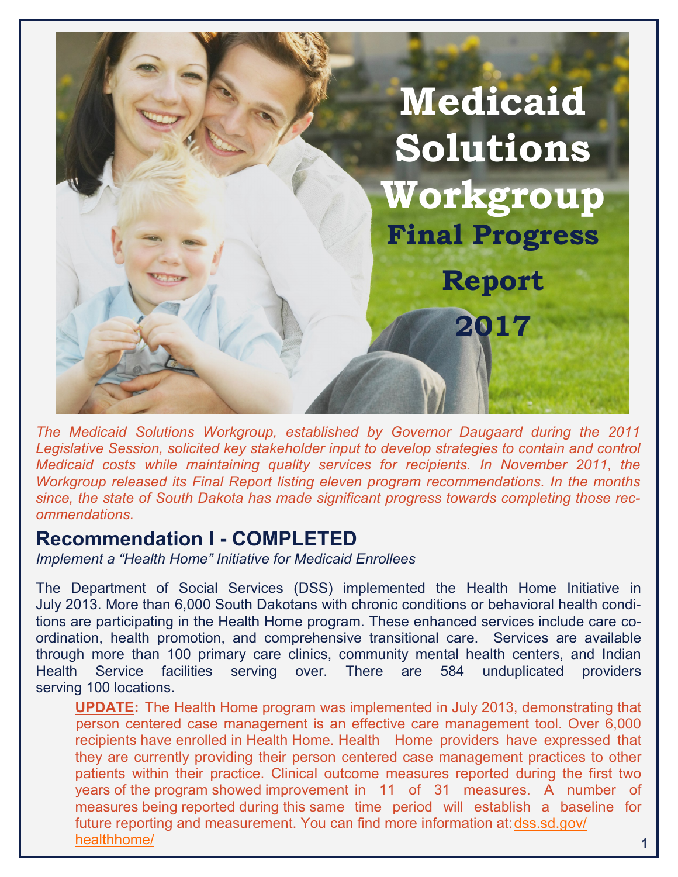# Medicaid Solutions Workgroup

## Final Progress Report 2017

*The Medicaid Solutions Workgroup, established by Governor Daugaard during the 2011 Legislative Session, solicited key stakeholder input to develop strategies to contain and control Medicaid costs while maintaining quality services for recipients. In November 2011, the Workgroup released its Final Report listing eleven program recommendations. In the months since, the state of South Dakota has made significant progress towards completing those recommendations.*

## Recommendation I - COMPLETED

*Implement a "Health Home" Initiative for Medicaid Enrollees*

The Department of Social Services (DSS) implemented the Health Home Initiative in July 2013. More than 6,000 South Dakotans with chronic conditions or behavioral health conditions are participating in the Health Home program. These enhanced services include care coordination, health promotion, and comprehensive transitional care. Services are available through more than 100 primary care clinics, community mental health centers, and Indian Health Service facilities serving over. There are 584 unduplicated providers serving 100 locations.

> **UPDATE:** The Health Home program was implemented in July 2013, demonstrating that person centered case management is an effective care management tool. Over 6,000 recipients have enrolled in Health Home. Health Home providers have expressed that they are currently providing their person centered case management practices to other patients within their practice. Clinical outcome measures reported during the first two years of the program showed improvement in 11 of 31 measures. A number of measures being reported during this same time period will establish a baseline for future reporting and measurement. You can find more information at: dss.sd.gov/healthhome/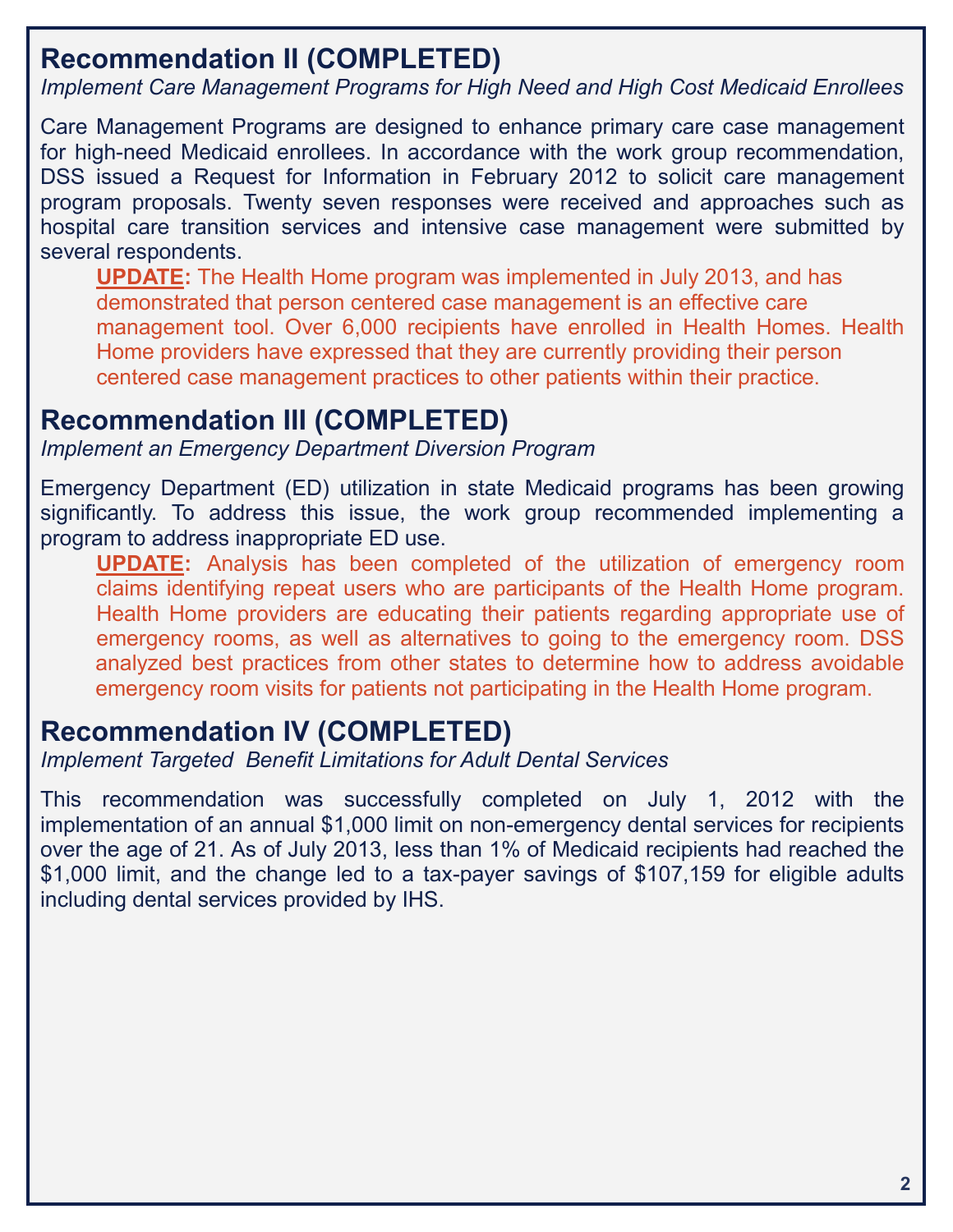## Recommendation II (COMPLETED)

*Implement Care Management Programs for High Need and High Cost Medicaid Enrollees*

Care Management Programs are designed to enhance primary care case management for high-need Medicaid enrollees. In accordance with the work group recommendation, DSS issued a Request for Information in February 2012 to solicit care management program proposals. Twenty seven responses were received and approaches such as hospital care transition services and intensive case management were submitted by several respondents.

> **UPDATE:** The Health Home program was implemented in July 2013, and has demonstrated that person centered case management is an effective care management tool. Over 6,000 recipients have enrolled in Health Homes. Health Home providers have expressed that they are currently providing their person centered case management practices to other patients within their practice.

## Recommendation III (COMPLETED)

*Implement an Emergency Department Diversion Program*

Emergency Department (ED) utilization in state Medicaid programs has been growing significantly. To address this issue, the work group recommended implementing a program to address inappropriate ED use.

> **UPDATE:** Analysis has been completed of the utilization of emergency room claims identifying repeat users who are participants of the Health Home program. Health Home providers are educating their patients regarding appropriate use of emergency rooms, as well as alternatives to going to the emergency room. DSS analyzed best practices from other states to determine how to address avoidable emergency room visits for patients not participating in the Health Home program.

## Recommendation IV (COMPLETED)

*Implement Targeted Benefit Limitations for Adult Dental Services*

This recommendation was successfully completed on July 1, 2012 with the implementation of an annual $1,000 limit on non-emergency dental services for recipients over the age of 21. As of July 2013, less than 1% of Medicaid recipients had reached the $1,000 limit, and the change led to a tax-payer savings of $107,159 for eligible adults including dental services provided by IHS.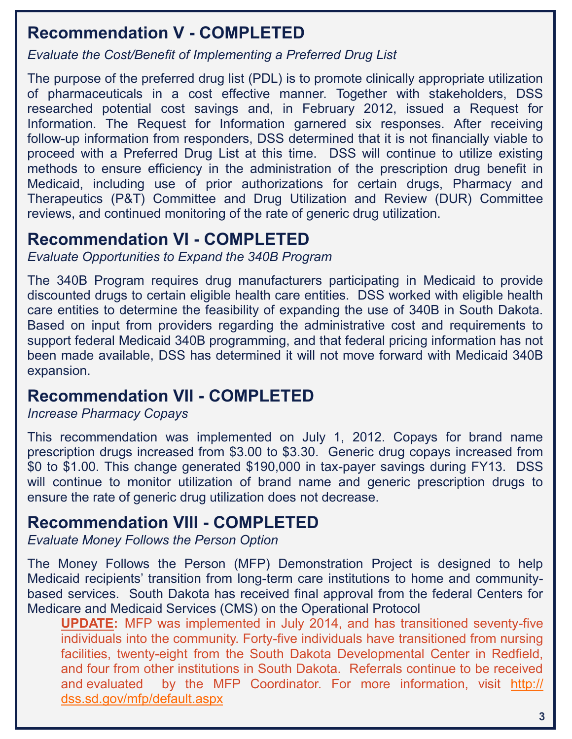## Recommendation V - COMPLETED

*Evaluate the Cost/Benefit of Implementing a Preferred Drug List*

The purpose of the preferred drug list (PDL) is to promote clinically appropriate utilization of pharmaceuticals in a cost effective manner. Together with stakeholders, DSS researched potential cost savings and, in February 2012, issued a Request for Information. The Request for Information garnered six responses. After receiving follow-up information from responders, DSS determined that it is not financially viable to proceed with a Preferred Drug List at this time. DSS will continue to utilize existing methods to ensure efficiency in the administration of the prescription drug benefit in Medicaid, including use of prior authorizations for certain drugs, Pharmacy and Therapeutics (P&T) Committee and Drug Utilization and Review (DUR) Committee reviews, and continued monitoring of the rate of generic drug utilization.

## Recommendation VI - COMPLETED

*Evaluate Opportunities to Expand the 340B Program*

The 340B Program requires drug manufacturers participating in Medicaid to provide discounted drugs to certain eligible health care entities. DSS worked with eligible health care entities to determine the feasibility of expanding the use of 340B in South Dakota. Based on input from providers regarding the administrative cost and requirements to support federal Medicaid 340B programming, and that federal pricing information has not been made available, DSS has determined it will not move forward with Medicaid 340B expansion.

## Recommendation VII - COMPLETED

*Increase Pharmacy Copays*

This recommendation was implemented on July 1, 2012. Copays for brand name prescription drugs increased from $3.00 to $3.30. Generic drug copays increased from $0 to $1.00. This change generated $190,000 in tax-payer savings during FY13. DSS will continue to monitor utilization of brand name and generic prescription drugs to ensure the rate of generic drug utilization does not decrease.

## Recommendation VIII - COMPLETED

*Evaluate Money Follows the Person Option*

The Money Follows the Person (MFP) Demonstration Project is designed to help Medicaid recipients' transition from long-term care institutions to home and community-based services. South Dakota has received final approval from the federal Centers for Medicare and Medicaid Services (CMS) on the Operational Protocol

> **UPDATE:** MFP was implemented in July 2014, and has transitioned seventy-five individuals into the community. Forty-five individuals have transitioned from nursing facilities, twenty-eight from the South Dakota Developmental Center in Redfield, and four from other institutions in South Dakota. Referrals continue to be received and evaluated by the MFP Coordinator. For more information, visit http://dss.sd.gov/mfp/default.aspx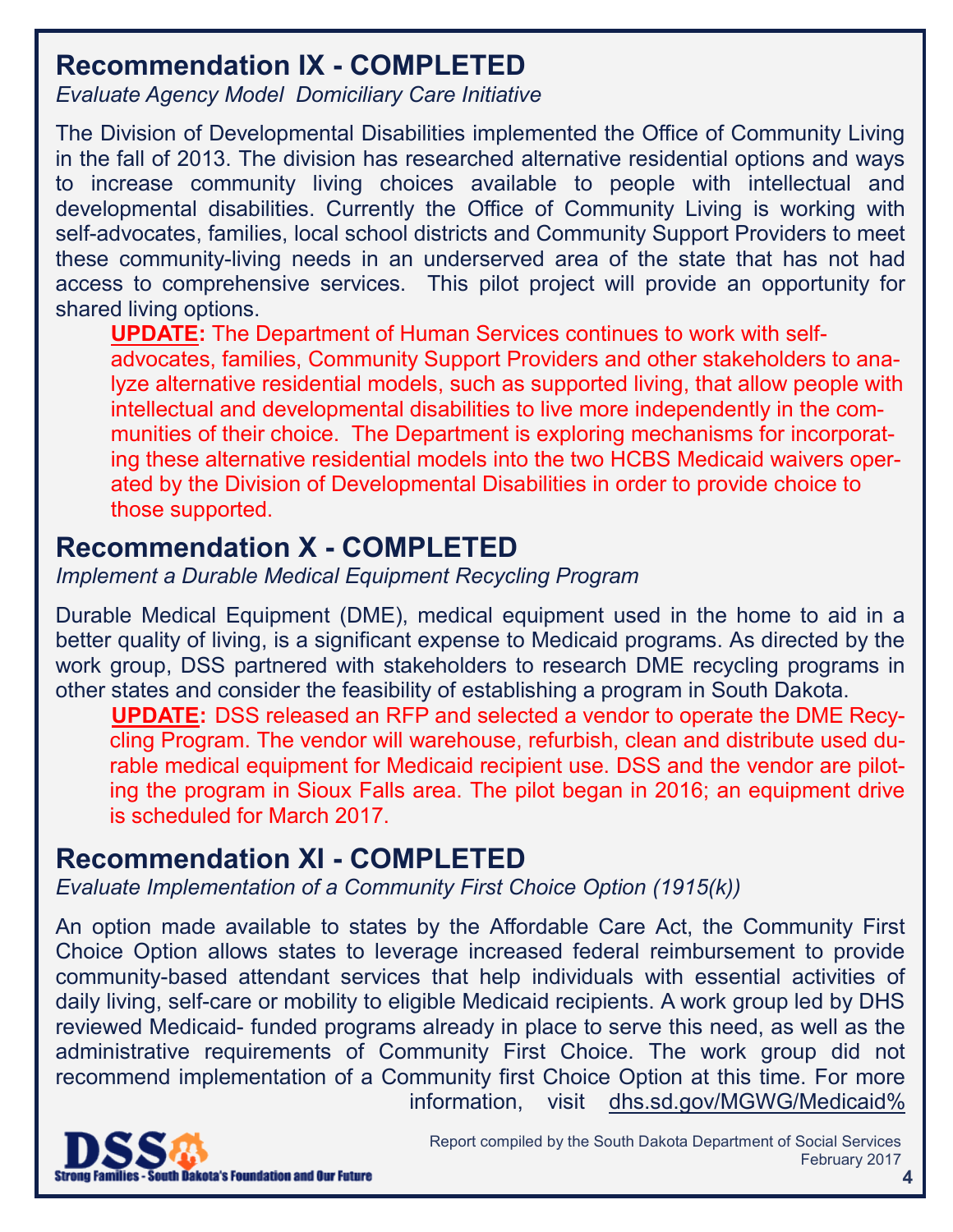## Recommendation IX - COMPLETED

*Evaluate Agency Model Domiciliary Care Initiative*

The Division of Developmental Disabilities implemented the Office of Community Living in the fall of 2013. The division has researched alternative residential options and ways to increase community living choices available to people with intellectual and developmental disabilities. Currently the Office of Community Living is working with self-advocates, families, local school districts and Community Support Providers to meet these community-living needs in an underserved area of the state that has not had access to comprehensive services. This pilot project will provide an opportunity for shared living options.

**UPDATE:** The Department of Human Services continues to work with self-advocates, families, Community Support Providers and other stakeholders to analyze alternative residential models, such as supported living, that allow people with intellectual and developmental disabilities to live more independently in the communities of their choice. The Department is exploring mechanisms for incorporating these alternative residential models into the two HCBS Medicaid waivers operated by the Division of Developmental Disabilities in order to provide choice to those supported.

## Recommendation X - COMPLETED

*Implement a Durable Medical Equipment Recycling Program*

Durable Medical Equipment (DME), medical equipment used in the home to aid in a better quality of living, is a significant expense to Medicaid programs. As directed by the work group, DSS partnered with stakeholders to research DME recycling programs in other states and consider the feasibility of establishing a program in South Dakota.

**UPDATE:** DSS released an RFP and selected a vendor to operate the DME Recycling Program. The vendor will warehouse, refurbish, clean and distribute used durable medical equipment for Medicaid recipient use. DSS and the vendor are piloting the program in Sioux Falls area. The pilot began in 2016; an equipment drive is scheduled for March 2017.

## Recommendation XI - COMPLETED

*Evaluate Implementation of a Community First Choice Option (1915(k))*

An option made available to states by the Affordable Care Act, the Community First Choice Option allows states to leverage increased federal reimbursement to provide community-based attendant services that help individuals with essential activities of daily living, self-care or mobility to eligible Medicaid recipients. A work group led by DHS reviewed Medicaid- funded programs already in place to serve this need, as well as the administrative requirements of Community First Choice. The work group did not recommend implementation of a Community first Choice Option at this time. For more information, visit dhs.sd.gov/MGWG/Medicaid%

DSS
Strong Families - South Dakota's Foundation and Our Future

Report compiled by the South Dakota Department of Social Services
February 2017